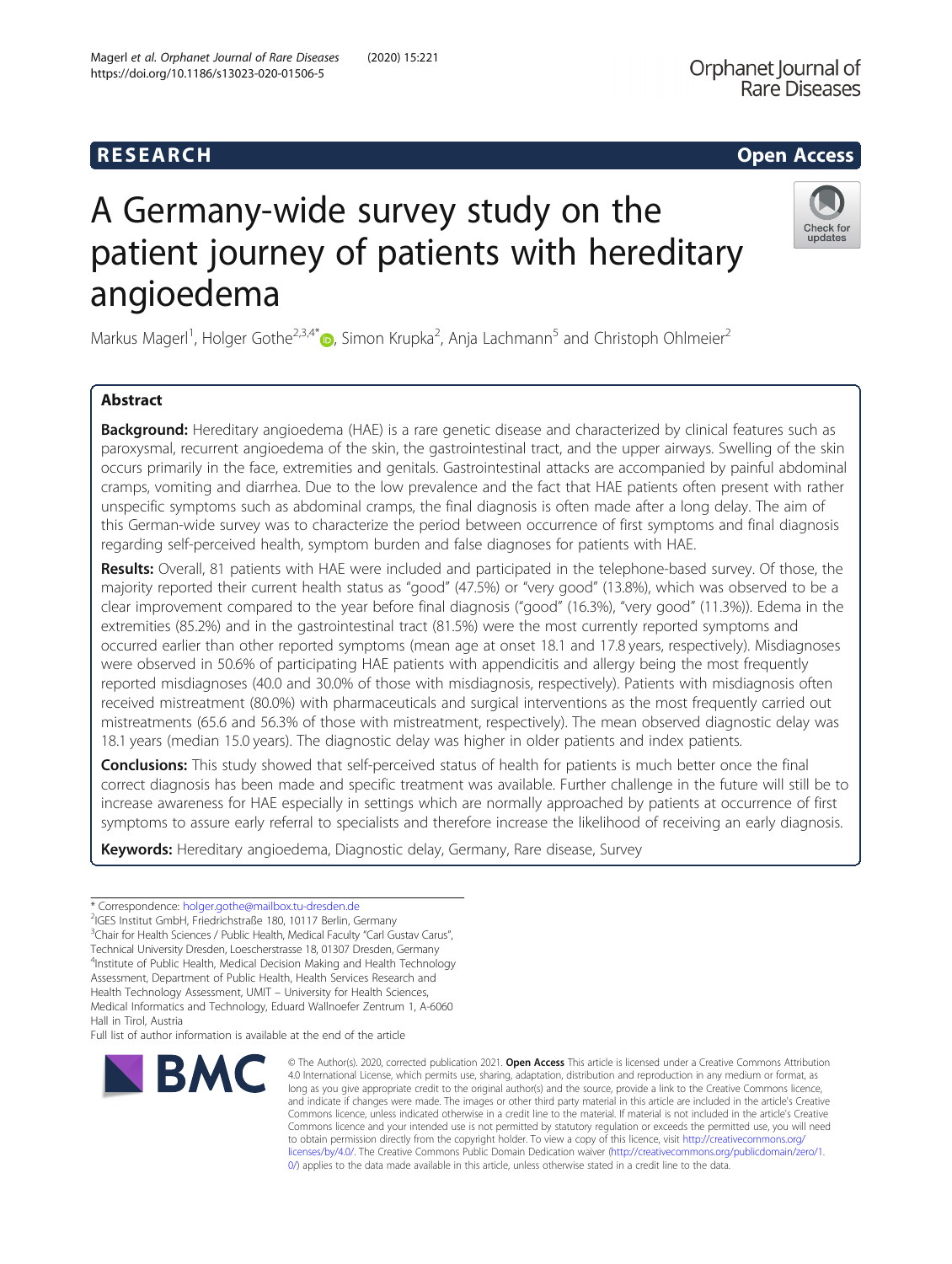RESEARCH

Open Access

# A Germany-wide survey study on the patient journey of patients with hereditary angioedema

Markus Magerl[1], Holger Gothe[2,3,4*], Simon Krupka[2], Anja Lachmann[5] and Christoph Ohlmeier[2]

## Abstract

**Background:** Hereditary angioedema (HAE) is a rare genetic disease and characterized by clinical features such as paroxysmal, recurrent angioedema of the skin, the gastrointestinal tract, and the upper airways. Swelling of the skin occurs primarily in the face, extremities and genitals. Gastrointestinal attacks are accompanied by painful abdominal cramps, vomiting and diarrhea. Due to the low prevalence and the fact that HAE patients often present with rather unspecific symptoms such as abdominal cramps, the final diagnosis is often made after a long delay. The aim of this German-wide survey was to characterize the period between occurrence of first symptoms and final diagnosis regarding self-perceived health, symptom burden and false diagnoses for patients with HAE.

**Results:** Overall, 81 patients with HAE were included and participated in the telephone-based survey. Of those, the majority reported their current health status as "good" (47.5%) or "very good" (13.8%), which was observed to be a clear improvement compared to the year before final diagnosis ("good" (16.3%), "very good" (11.3%)). Edema in the extremities (85.2%) and in the gastrointestinal tract (81.5%) were the most currently reported symptoms and occurred earlier than other reported symptoms (mean age at onset 18.1 and 17.8 years, respectively). Misdiagnoses were observed in 50.6% of participating HAE patients with appendicitis and allergy being the most frequently reported misdiagnoses (40.0 and 30.0% of those with misdiagnosis, respectively). Patients with misdiagnosis often received mistreatment (80.0%) with pharmaceuticals and surgical interventions as the most frequently carried out mistreatments (65.6 and 56.3% of those with mistreatment, respectively). The mean observed diagnostic delay was 18.1 years (median 15.0 years). The diagnostic delay was higher in older patients and index patients.

**Conclusions:** This study showed that self-perceived status of health for patients is much better once the final correct diagnosis has been made and specific treatment was available. Further challenge in the future will still be to increase awareness for HAE especially in settings which are normally approached by patients at occurrence of first symptoms to assure early referral to specialists and therefore increase the likelihood of receiving an early diagnosis.

**Keywords:** Hereditary angioedema, Diagnostic delay, Germany, Rare disease, Survey

---

\* Correspondence: holger.gothe@mailbox.tu-dresden.de
[2]IGES Institut GmbH, Friedrichstraße 180, 10117 Berlin, Germany
[3]Chair for Health Sciences / Public Health, Medical Faculty "Carl Gustav Carus", Technical University Dresden, Loescherstrasse 18, 01307 Dresden, Germany
[4]Institute of Public Health, Medical Decision Making and Health Technology Assessment, Department of Public Health, Health Services Research and Health Technology Assessment, UMIT – University for Health Sciences, Medical Informatics and Technology, Eduard Wallnoefer Zentrum 1, A-6060 Hall in Tirol, Austria
Full list of author information is available at the end of the article

© The Author(s). 2020, corrected publication 2021. **Open Access** This article is licensed under a Creative Commons Attribution 4.0 International License, which permits use, sharing, adaptation, distribution and reproduction in any medium or format, as long as you give appropriate credit to the original author(s) and the source, provide a link to the Creative Commons licence, and indicate if changes were made. The images or other third party material in this article are included in the article's Creative Commons licence, unless indicated otherwise in a credit line to the material. If material is not included in the article's Creative Commons licence and your intended use is not permitted by statutory regulation or exceeds the permitted use, you will need to obtain permission directly from the copyright holder. To view a copy of this licence, visit http://creativecommons.org/licenses/by/4.0/. The Creative Commons Public Domain Dedication waiver (http://creativecommons.org/publicdomain/zero/1.0/) applies to the data made available in this article, unless otherwise stated in a credit line to the data.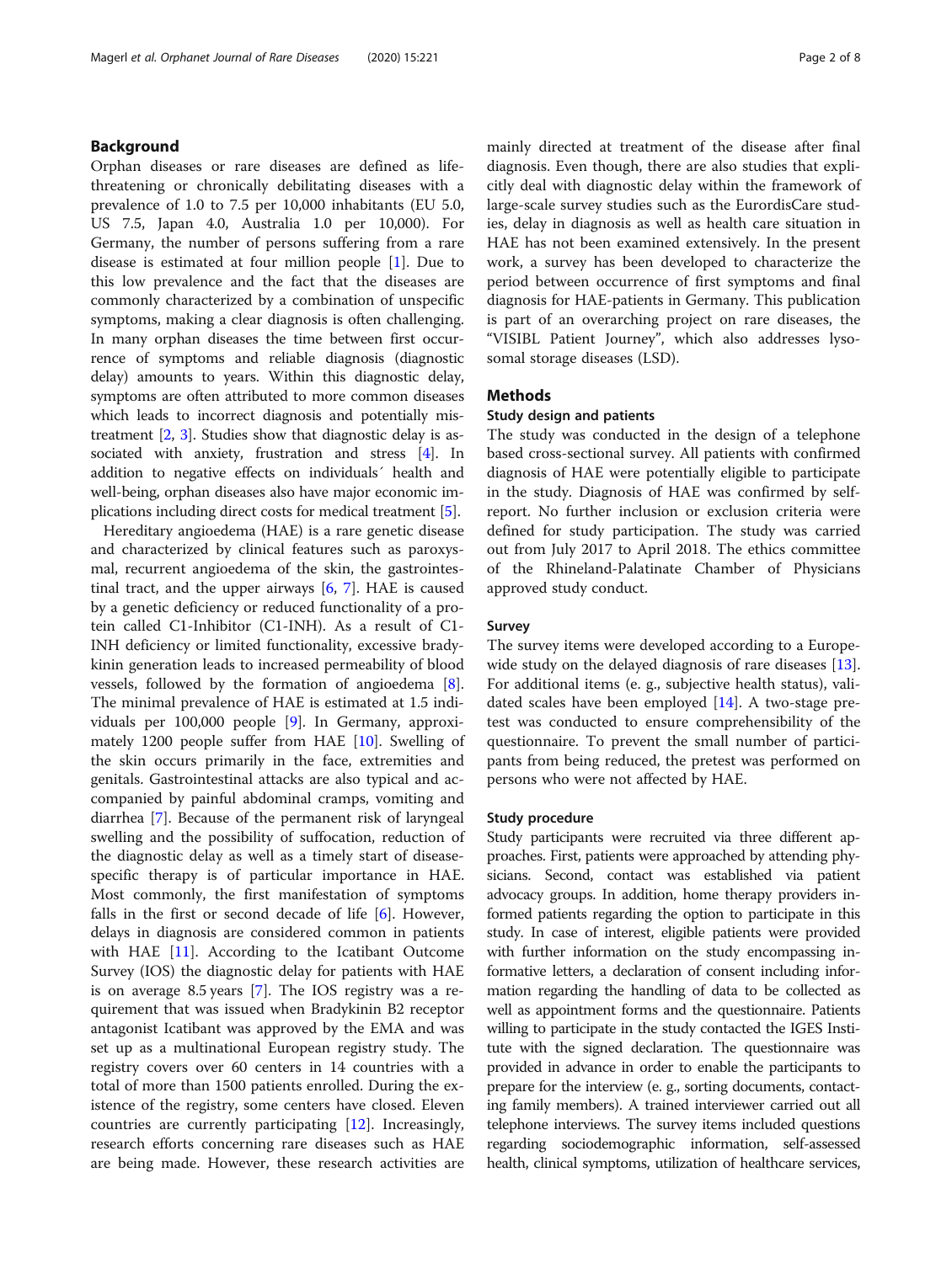## Background

Orphan diseases or rare diseases are defined as life-threatening or chronically debilitating diseases with a prevalence of 1.0 to 7.5 per 10,000 inhabitants (EU 5.0, US 7.5, Japan 4.0, Australia 1.0 per 10,000). For Germany, the number of persons suffering from a rare disease is estimated at four million people [1]. Due to this low prevalence and the fact that the diseases are commonly characterized by a combination of unspecific symptoms, making a clear diagnosis is often challenging. In many orphan diseases the time between first occurrence of symptoms and reliable diagnosis (diagnostic delay) amounts to years. Within this diagnostic delay, symptoms are often attributed to more common diseases which leads to incorrect diagnosis and potentially mistreatment [2, 3]. Studies show that diagnostic delay is associated with anxiety, frustration and stress [4]. In addition to negative effects on individuals´ health and well-being, orphan diseases also have major economic implications including direct costs for medical treatment [5].

Hereditary angioedema (HAE) is a rare genetic disease and characterized by clinical features such as paroxysmal, recurrent angioedema of the skin, the gastrointestinal tract, and the upper airways [6, 7]. HAE is caused by a genetic deficiency or reduced functionality of a protein called C1-Inhibitor (C1-INH). As a result of C1-INH deficiency or limited functionality, excessive bradykinin generation leads to increased permeability of blood vessels, followed by the formation of angioedema [8]. The minimal prevalence of HAE is estimated at 1.5 individuals per 100,000 people [9]. In Germany, approximately 1200 people suffer from HAE [10]. Swelling of the skin occurs primarily in the face, extremities and genitals. Gastrointestinal attacks are also typical and accompanied by painful abdominal cramps, vomiting and diarrhea [7]. Because of the permanent risk of laryngeal swelling and the possibility of suffocation, reduction of the diagnostic delay as well as a timely start of disease-specific therapy is of particular importance in HAE. Most commonly, the first manifestation of symptoms falls in the first or second decade of life [6]. However, delays in diagnosis are considered common in patients with HAE [11]. According to the Icatibant Outcome Survey (IOS) the diagnostic delay for patients with HAE is on average 8.5 years [7]. The IOS registry was a requirement that was issued when Bradykinin B2 receptor antagonist Icatibant was approved by the EMA and was set up as a multinational European registry study. The registry covers over 60 centers in 14 countries with a total of more than 1500 patients enrolled. During the existence of the registry, some centers have closed. Eleven countries are currently participating [12]. Increasingly, research efforts concerning rare diseases such as HAE are being made. However, these research activities are mainly directed at treatment of the disease after final diagnosis. Even though, there are also studies that explicitly deal with diagnostic delay within the framework of large-scale survey studies such as the EurordisCare studies, delay in diagnosis as well as health care situation in HAE has not been examined extensively. In the present work, a survey has been developed to characterize the period between occurrence of first symptoms and final diagnosis for HAE-patients in Germany. This publication is part of an overarching project on rare diseases, the "VISIBL Patient Journey", which also addresses lysosomal storage diseases (LSD).

## Methods

### Study design and patients

The study was conducted in the design of a telephone based cross-sectional survey. All patients with confirmed diagnosis of HAE were potentially eligible to participate in the study. Diagnosis of HAE was confirmed by self-report. No further inclusion or exclusion criteria were defined for study participation. The study was carried out from July 2017 to April 2018. The ethics committee of the Rhineland-Palatinate Chamber of Physicians approved study conduct.

### Survey

The survey items were developed according to a Europe-wide study on the delayed diagnosis of rare diseases [13]. For additional items (e. g., subjective health status), validated scales have been employed [14]. A two-stage pretest was conducted to ensure comprehensibility of the questionnaire. To prevent the small number of participants from being reduced, the pretest was performed on persons who were not affected by HAE.

### Study procedure

Study participants were recruited via three different approaches. First, patients were approached by attending physicians. Second, contact was established via patient advocacy groups. In addition, home therapy providers informed patients regarding the option to participate in this study. In case of interest, eligible patients were provided with further information on the study encompassing informative letters, a declaration of consent including information regarding the handling of data to be collected as well as appointment forms and the questionnaire. Patients willing to participate in the study contacted the IGES Institute with the signed declaration. The questionnaire was provided in advance in order to enable the participants to prepare for the interview (e. g., sorting documents, contacting family members). A trained interviewer carried out all telephone interviews. The survey items included questions regarding sociodemographic information, self-assessed health, clinical symptoms, utilization of healthcare services,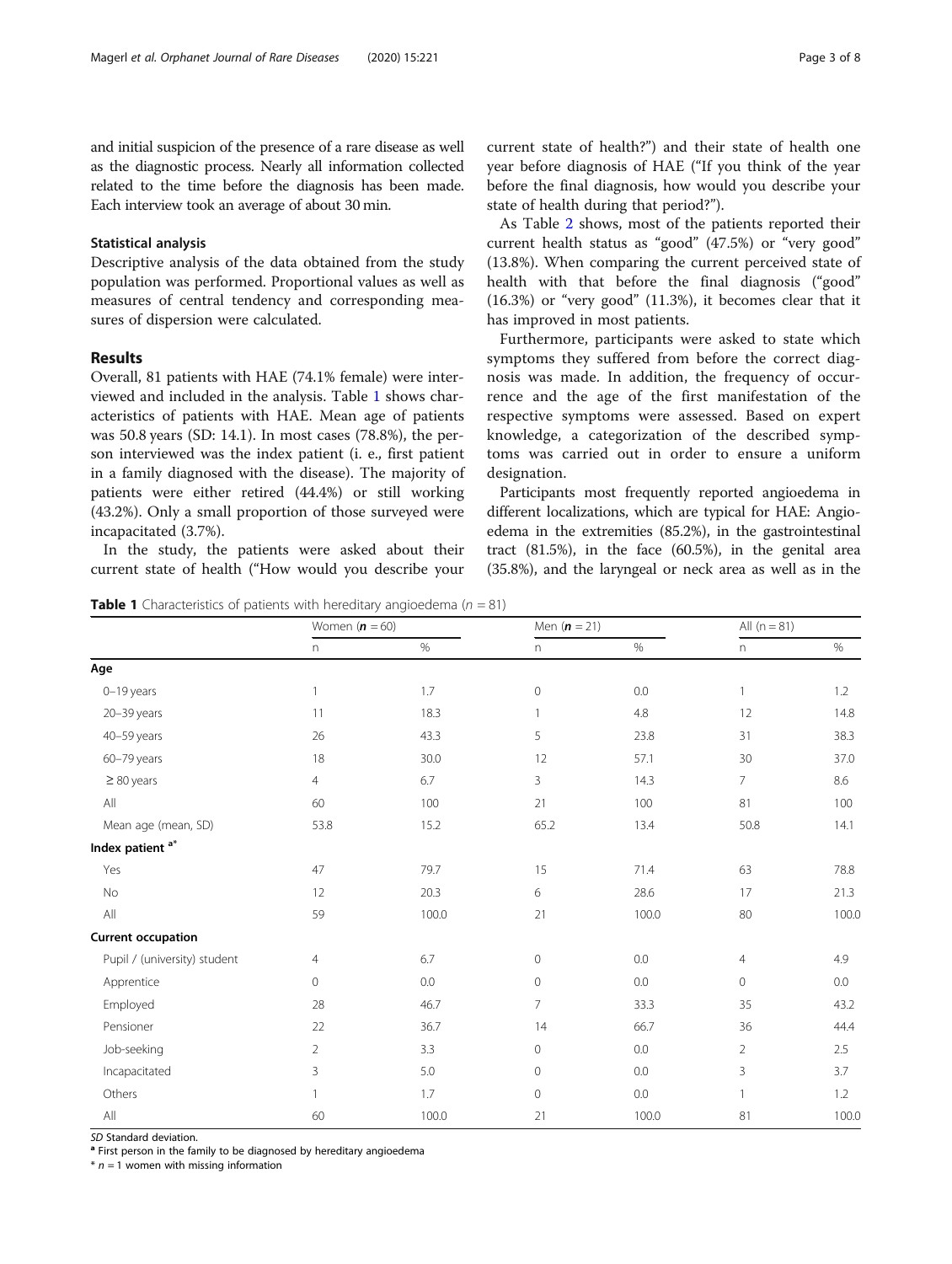and initial suspicion of the presence of a rare disease as well as the diagnostic process. Nearly all information collected related to the time before the diagnosis has been made. Each interview took an average of about 30 min.

### Statistical analysis

Descriptive analysis of the data obtained from the study population was performed. Proportional values as well as measures of central tendency and corresponding measures of dispersion were calculated.

## Results

Overall, 81 patients with HAE (74.1% female) were interviewed and included in the analysis. Table 1 shows characteristics of patients with HAE. Mean age of patients was 50.8 years (SD: 14.1). In most cases (78.8%), the person interviewed was the index patient (i. e., first patient in a family diagnosed with the disease). The majority of patients were either retired (44.4%) or still working (43.2%). Only a small proportion of those surveyed were incapacitated (3.7%).

In the study, the patients were asked about their current state of health ("How would you describe your current state of health?") and their state of health one year before diagnosis of HAE ("If you think of the year before the final diagnosis, how would you describe your state of health during that period?").

As Table 2 shows, most of the patients reported their current health status as "good" (47.5%) or "very good" (13.8%). When comparing the current perceived state of health with that before the final diagnosis ("good" (16.3%) or "very good" (11.3%), it becomes clear that it has improved in most patients.

Furthermore, participants were asked to state which symptoms they suffered from before the correct diagnosis was made. In addition, the frequency of occurrence and the age of the first manifestation of the respective symptoms were assessed. Based on expert knowledge, a categorization of the described symptoms was carried out in order to ensure a uniform designation.

Participants most frequently reported angioedema in different localizations, which are typical for HAE: Angioedema in the extremities (85.2%), in the gastrointestinal tract (81.5%), in the face (60.5%), in the genital area (35.8%), and the laryngeal or neck area as well as in the

**Table 1** Characteristics of patients with hereditary angioedema ($n$ = 81)

| | Women (**n** = 60) | | Men (**n** = 21) | | All (n = 81) | |
|---|---|---|---|---|---|---|
| | n | % | n | % | n | % |
| **Age** | | | | | | |
| 0–19 years | 1 | 1.7 | 0 | 0.0 | 1 | 1.2 |
| 20–39 years | 11 | 18.3 | 1 | 4.8 | 12 | 14.8 |
| 40–59 years | 26 | 43.3 | 5 | 23.8 | 31 | 38.3 |
| 60–79 years | 18 | 30.0 | 12 | 57.1 | 30 | 37.0 |
| ≥ 80 years | 4 | 6.7 | 3 | 14.3 | 7 | 8.6 |
| All | 60 | 100 | 21 | 100 | 81 | 100 |
| Mean age (mean, SD) | 53.8 | 15.2 | 65.2 | 13.4 | 50.8 | 14.1 |
| **Index patient [a*]** | | | | | | |
| Yes | 47 | 79.7 | 15 | 71.4 | 63 | 78.8 |
| No | 12 | 20.3 | 6 | 28.6 | 17 | 21.3 |
| All | 59 | 100.0 | 21 | 100.0 | 80 | 100.0 |
| **Current occupation** | | | | | | |
| Pupil / (university) student | 4 | 6.7 | 0 | 0.0 | 4 | 4.9 |
| Apprentice | 0 | 0.0 | 0 | 0.0 | 0 | 0.0 |
| Employed | 28 | 46.7 | 7 | 33.3 | 35 | 43.2 |
| Pensioner | 22 | 36.7 | 14 | 66.7 | 36 | 44.4 |
| Job-seeking | 2 | 3.3 | 0 | 0.0 | 2 | 2.5 |
| Incapacitated | 3 | 5.0 | 0 | 0.0 | 3 | 3.7 |
| Others | 1 | 1.7 | 0 | 0.0 | 1 | 1.2 |
| All | 60 | 100.0 | 21 | 100.0 | 81 | 100.0 |

*SD* Standard deviation.
[a] First person in the family to be diagnosed by hereditary angioedema
\* $n$ = 1 women with missing information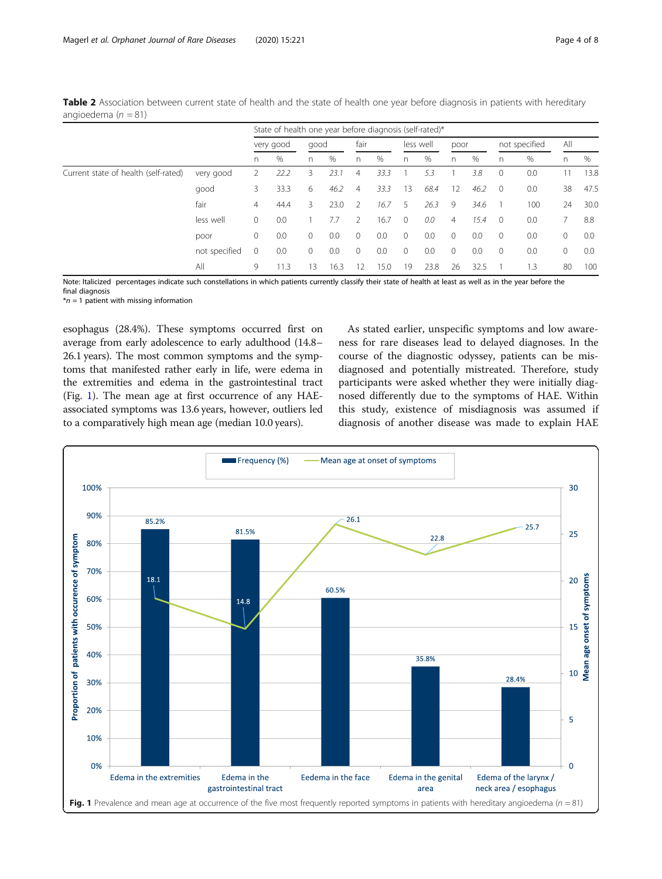**Table 2** Association between current state of health and the state of health one year before diagnosis in patients with hereditary angioedema (n = 81)

| | | State of health one year before diagnosis (self-rated)* | | | | | | | | | | | | | |
|---|---|---|---|---|---|---|---|---|---|---|---|---|---|---|---|
| | | very good | | good | | fair | | less well | | poor | | not specified | | All | |
| | | n | % | n | % | n | % | n | % | n | % | n | % | n | % |
| Current state of health (self-rated) | very good | 2 | *22.2* | 3 | *23.1* | 4 | *33.3* | 1 | *5.3* | 1 | *3.8* | 0 | 0.0 | 11 | 13.8 |
| | good | 3 | 33.3 | 6 | *46.2* | 4 | *33.3* | 13 | *68.4* | 12 | *46.2* | 0 | 0.0 | 38 | 47.5 |
| | fair | 4 | 44.4 | 3 | 23.0 | 2 | *16.7* | 5 | *26.3* | 9 | *34.6* | 1 | 100 | 24 | 30.0 |
| | less well | 0 | 0.0 | 1 | 7.7 | 2 | 16.7 | 0 | *0.0* | 4 | *15.4* | 0 | 0.0 | 7 | 8.8 |
| | poor | 0 | 0.0 | 0 | 0.0 | 0 | 0.0 | 0 | 0.0 | 0 | 0.0 | 0 | 0.0 | 0 | 0.0 |
| | not specified | 0 | 0.0 | 0 | 0.0 | 0 | 0.0 | 0 | 0.0 | 0 | 0.0 | 0 | 0.0 | 0 | 0.0 |
| | All | 9 | 11.3 | 13 | 16.3 | 12 | 15.0 | 19 | 23.8 | 26 | 32.5 | 1 | 1.3 | 80 | 100 |

Note: Italicized percentages indicate such constellations in which patients currently classify their state of health at least as well as in the year before the final diagnosis
*n = 1 patient with missing information

esophagus (28.4%). These symptoms occurred first on average from early adolescence to early adulthood (14.8–26.1 years). The most common symptoms and the symptoms that manifested rather early in life, were edema in the extremities and edema in the gastrointestinal tract (Fig. 1). The mean age at first occurrence of any HAE-associated symptoms was 13.6 years, however, outliers led to a comparatively high mean age (median 10.0 years).

As stated earlier, unspecific symptoms and low awareness for rare diseases lead to delayed diagnoses. In the course of the diagnostic odyssey, patients can be misdiagnosed and potentially mistreated. Therefore, study participants were asked whether they were initially diagnosed differently due to the symptoms of HAE. Within this study, existence of misdiagnosis was assumed if diagnosis of another disease was made to explain HAE

**Fig. 1** Prevalence and mean age at occurrence of the five most frequently reported symptoms in patients with hereditary angioedema (n = 81)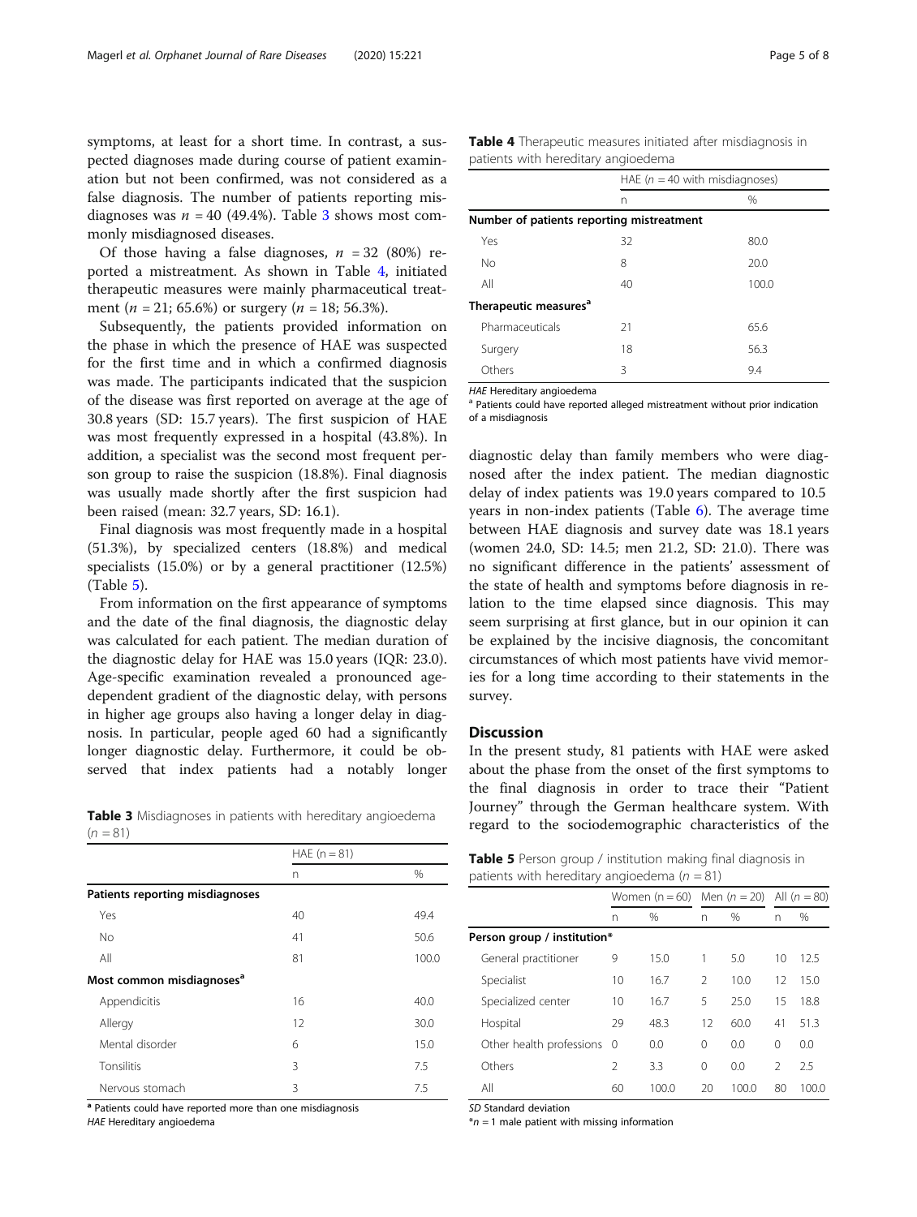symptoms, at least for a short time. In contrast, a suspected diagnoses made during course of patient examination but not been confirmed, was not considered as a false diagnosis. The number of patients reporting misdiagnoses was $n = 40$ (49.4%). Table 3 shows most commonly misdiagnosed diseases.

Of those having a false diagnoses, $n = 32$ (80%) reported a mistreatment. As shown in Table 4, initiated therapeutic measures were mainly pharmaceutical treatment ($n = 21$; 65.6%) or surgery ($n = 18$; 56.3%).

Subsequently, the patients provided information on the phase in which the presence of HAE was suspected for the first time and in which a confirmed diagnosis was made. The participants indicated that the suspicion of the disease was first reported on average at the age of 30.8 years (SD: 15.7 years). The first suspicion of HAE was most frequently expressed in a hospital (43.8%). In addition, a specialist was the second most frequent person group to raise the suspicion (18.8%). Final diagnosis was usually made shortly after the first suspicion had been raised (mean: 32.7 years, SD: 16.1).

Final diagnosis was most frequently made in a hospital (51.3%), by specialized centers (18.8%) and medical specialists (15.0%) or by a general practitioner (12.5%) (Table 5).

From information on the first appearance of symptoms and the date of the final diagnosis, the diagnostic delay was calculated for each patient. The median duration of the diagnostic delay for HAE was 15.0 years (IQR: 23.0). Age-specific examination revealed a pronounced age-dependent gradient of the diagnostic delay, with persons in higher age groups also having a longer delay in diagnosis. In particular, people aged 60 had a significantly longer diagnostic delay. Furthermore, it could be observed that index patients had a notably longer diagnostic delay than family members who were diagnosed after the index patient. The median diagnostic delay of index patients was 19.0 years compared to 10.5 years in non-index patients (Table 6). The average time between HAE diagnosis and survey date was 18.1 years (women 24.0, SD: 14.5; men 21.2, SD: 21.0). There was no significant difference in the patients' assessment of the state of health and symptoms before diagnosis in relation to the time elapsed since diagnosis. This may seem surprising at first glance, but in our opinion it can be explained by the incisive diagnosis, the concomitant circumstances of which most patients have vivid memories for a long time according to their statements in the survey.

**Table 3** Misdiagnoses in patients with hereditary angioedema ($n = 81$)

| | HAE (n = 81) | |
|---|---|---|
| | n | % |
| **Patients reporting misdiagnoses** | | |
| Yes | 40 | 49.4 |
| No | 41 | 50.6 |
| All | 81 | 100.0 |
| **Most common misdiagnoses[a]** | | |
| Appendicitis | 16 | 40.0 |
| Allergy | 12 | 30.0 |
| Mental disorder | 6 | 15.0 |
| Tonsilitis | 3 | 7.5 |
| Nervous stomach | 3 | 7.5 |

[a] Patients could have reported more than one misdiagnosis
*HAE* Hereditary angioedema

**Table 4** Therapeutic measures initiated after misdiagnosis in patients with hereditary angioedema

| | HAE ($n = 40$ with misdiagnoses) | |
|---|---|---|
| | n | % |
| **Number of patients reporting mistreatment** | | |
| Yes | 32 | 80.0 |
| No | 8 | 20.0 |
| All | 40 | 100.0 |
| **Therapeutic measures[a]** | | |
| Pharmaceuticals | 21 | 65.6 |
| Surgery | 18 | 56.3 |
| Others | 3 | 9.4 |

*HAE* Hereditary angioedema
[a] Patients could have reported alleged mistreatment without prior indication of a misdiagnosis

## Discussion

In the present study, 81 patients with HAE were asked about the phase from the onset of the first symptoms to the final diagnosis in order to trace their "Patient Journey" through the German healthcare system. With regard to the sociodemographic characteristics of the

**Table 5** Person group / institution making final diagnosis in patients with hereditary angioedema ($n = 81$)

| | Women (n = 60) | | Men ($n = 20$) | | All ($n = 80$) | |
|---|---|---|---|---|---|---|
| | n | % | n | % | n | % |
| **Person group / institution*** | | | | | | |
| General practitioner | 9 | 15.0 | 1 | 5.0 | 10 | 12.5 |
| Specialist | 10 | 16.7 | 2 | 10.0 | 12 | 15.0 |
| Specialized center | 10 | 16.7 | 5 | 25.0 | 15 | 18.8 |
| Hospital | 29 | 48.3 | 12 | 60.0 | 41 | 51.3 |
| Other health professions | 0 | 0.0 | 0 | 0.0 | 0 | 0.0 |
| Others | 2 | 3.3 | 0 | 0.0 | 2 | 2.5 |
| All | 60 | 100.0 | 20 | 100.0 | 80 | 100.0 |

*SD* Standard deviation
*$n = 1$ male patient with missing information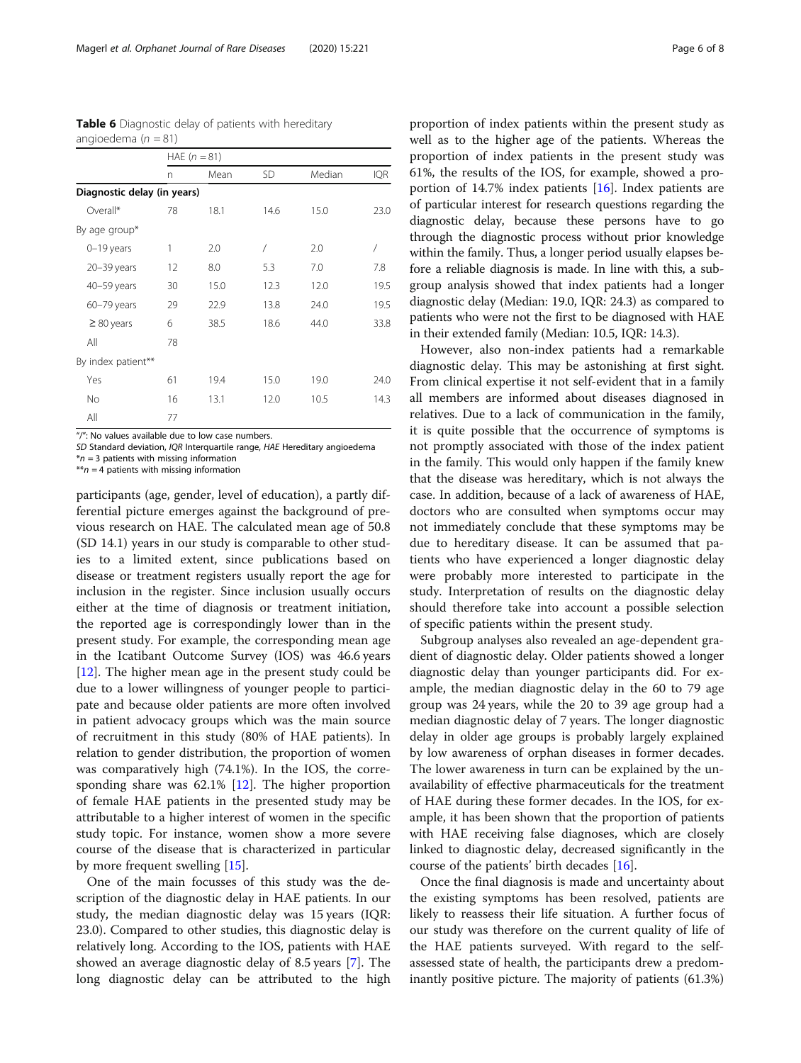**Table 6** Diagnostic delay of patients with hereditary angioedema ($n$ = 81)

| | HAE ($n$ = 81) | | | | |
|---|---|---|---|---|---|
| | n | Mean | SD | Median | IQR |
| **Diagnostic delay (in years)** | | | | | |
| Overall* | 78 | 18.1 | 14.6 | 15.0 | 23.0 |
| By age group* | | | | | |
| 0–19 years | 1 | 2.0 | / | 2.0 | / |
| 20–39 years | 12 | 8.0 | 5.3 | 7.0 | 7.8 |
| 40–59 years | 30 | 15.0 | 12.3 | 12.0 | 19.5 |
| 60–79 years | 29 | 22.9 | 13.8 | 24.0 | 19.5 |
| ≥ 80 years | 6 | 38.5 | 18.6 | 44.0 | 33.8 |
| All | 78 | | | | |
| By index patient** | | | | | |
| Yes | 61 | 19.4 | 15.0 | 19.0 | 24.0 |
| No | 16 | 13.1 | 12.0 | 10.5 | 14.3 |
| All | 77 | | | | |

"/": No values available due to low case numbers.
*SD* Standard deviation, *IQR* Interquartile range, *HAE* Hereditary angioedema
*$n$ = 3 patients with missing information
**$n$ = 4 patients with missing information

participants (age, gender, level of education), a partly differential picture emerges against the background of previous research on HAE. The calculated mean age of 50.8 (SD 14.1) years in our study is comparable to other studies to a limited extent, since publications based on disease or treatment registers usually report the age for inclusion in the register. Since inclusion usually occurs either at the time of diagnosis or treatment initiation, the reported age is correspondingly lower than in the present study. For example, the corresponding mean age in the Icatibant Outcome Survey (IOS) was 46.6 years [12]. The higher mean age in the present study could be due to a lower willingness of younger people to participate and because older patients are more often involved in patient advocacy groups which was the main source of recruitment in this study (80% of HAE patients). In relation to gender distribution, the proportion of women was comparatively high (74.1%). In the IOS, the corresponding share was 62.1% [12]. The higher proportion of female HAE patients in the presented study may be attributable to a higher interest of women in the specific study topic. For instance, women show a more severe course of the disease that is characterized in particular by more frequent swelling [15].

One of the main focusses of this study was the description of the diagnostic delay in HAE patients. In our study, the median diagnostic delay was 15 years (IQR: 23.0). Compared to other studies, this diagnostic delay is relatively long. According to the IOS, patients with HAE showed an average diagnostic delay of 8.5 years [7]. The long diagnostic delay can be attributed to the high proportion of index patients within the present study as well as to the higher age of the patients. Whereas the proportion of index patients in the present study was 61%, the results of the IOS, for example, showed a proportion of 14.7% index patients [16]. Index patients are of particular interest for research questions regarding the diagnostic delay, because these persons have to go through the diagnostic process without prior knowledge within the family. Thus, a longer period usually elapses before a reliable diagnosis is made. In line with this, a subgroup analysis showed that index patients had a longer diagnostic delay (Median: 19.0, IQR: 24.3) as compared to patients who were not the first to be diagnosed with HAE in their extended family (Median: 10.5, IQR: 14.3).

However, also non-index patients had a remarkable diagnostic delay. This may be astonishing at first sight. From clinical expertise it not self-evident that in a family all members are informed about diseases diagnosed in relatives. Due to a lack of communication in the family, it is quite possible that the occurrence of symptoms is not promptly associated with those of the index patient in the family. This would only happen if the family knew that the disease was hereditary, which is not always the case. In addition, because of a lack of awareness of HAE, doctors who are consulted when symptoms occur may not immediately conclude that these symptoms may be due to hereditary disease. It can be assumed that patients who have experienced a longer diagnostic delay were probably more interested to participate in the study. Interpretation of results on the diagnostic delay should therefore take into account a possible selection of specific patients within the present study.

Subgroup analyses also revealed an age-dependent gradient of diagnostic delay. Older patients showed a longer diagnostic delay than younger participants did. For example, the median diagnostic delay in the 60 to 79 age group was 24 years, while the 20 to 39 age group had a median diagnostic delay of 7 years. The longer diagnostic delay in older age groups is probably largely explained by low awareness of orphan diseases in former decades. The lower awareness in turn can be explained by the unavailability of effective pharmaceuticals for the treatment of HAE during these former decades. In the IOS, for example, it has been shown that the proportion of patients with HAE receiving false diagnoses, which are closely linked to diagnostic delay, decreased significantly in the course of the patients' birth decades [16].

Once the final diagnosis is made and uncertainty about the existing symptoms has been resolved, patients are likely to reassess their life situation. A further focus of our study was therefore on the current quality of life of the HAE patients surveyed. With regard to the self-assessed state of health, the participants drew a predominantly positive picture. The majority of patients (61.3%)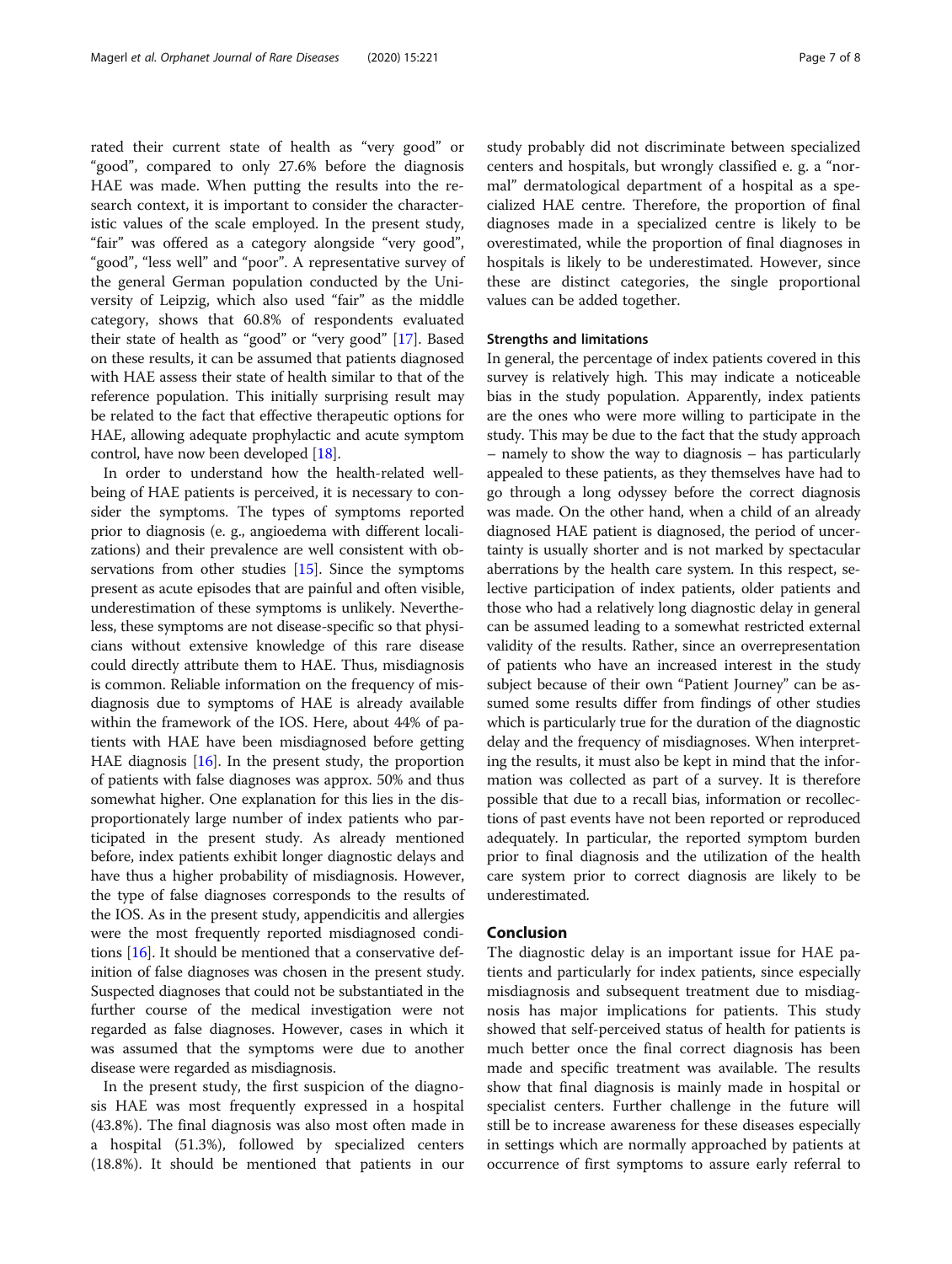rated their current state of health as "very good" or "good", compared to only 27.6% before the diagnosis HAE was made. When putting the results into the research context, it is important to consider the characteristic values of the scale employed. In the present study, "fair" was offered as a category alongside "very good", "good", "less well" and "poor". A representative survey of the general German population conducted by the University of Leipzig, which also used "fair" as the middle category, shows that 60.8% of respondents evaluated their state of health as "good" or "very good" [17]. Based on these results, it can be assumed that patients diagnosed with HAE assess their state of health similar to that of the reference population. This initially surprising result may be related to the fact that effective therapeutic options for HAE, allowing adequate prophylactic and acute symptom control, have now been developed [18].

In order to understand how the health-related wellbeing of HAE patients is perceived, it is necessary to consider the symptoms. The types of symptoms reported prior to diagnosis (e. g., angioedema with different localizations) and their prevalence are well consistent with observations from other studies [15]. Since the symptoms present as acute episodes that are painful and often visible, underestimation of these symptoms is unlikely. Nevertheless, these symptoms are not disease-specific so that physicians without extensive knowledge of this rare disease could directly attribute them to HAE. Thus, misdiagnosis is common. Reliable information on the frequency of misdiagnosis due to symptoms of HAE is already available within the framework of the IOS. Here, about 44% of patients with HAE have been misdiagnosed before getting HAE diagnosis [16]. In the present study, the proportion of patients with false diagnoses was approx. 50% and thus somewhat higher. One explanation for this lies in the disproportionately large number of index patients who participated in the present study. As already mentioned before, index patients exhibit longer diagnostic delays and have thus a higher probability of misdiagnosis. However, the type of false diagnoses corresponds to the results of the IOS. As in the present study, appendicitis and allergies were the most frequently reported misdiagnosed conditions [16]. It should be mentioned that a conservative definition of false diagnoses was chosen in the present study. Suspected diagnoses that could not be substantiated in the further course of the medical investigation were not regarded as false diagnoses. However, cases in which it was assumed that the symptoms were due to another disease were regarded as misdiagnosis.

In the present study, the first suspicion of the diagnosis HAE was most frequently expressed in a hospital (43.8%). The final diagnosis was also most often made in a hospital (51.3%), followed by specialized centers (18.8%). It should be mentioned that patients in our study probably did not discriminate between specialized centers and hospitals, but wrongly classified e. g. a "normal" dermatological department of a hospital as a specialized HAE centre. Therefore, the proportion of final diagnoses made in a specialized centre is likely to be overestimated, while the proportion of final diagnoses in hospitals is likely to be underestimated. However, since these are distinct categories, the single proportional values can be added together.

### Strengths and limitations

In general, the percentage of index patients covered in this survey is relatively high. This may indicate a noticeable bias in the study population. Apparently, index patients are the ones who were more willing to participate in the study. This may be due to the fact that the study approach – namely to show the way to diagnosis – has particularly appealed to these patients, as they themselves have had to go through a long odyssey before the correct diagnosis was made. On the other hand, when a child of an already diagnosed HAE patient is diagnosed, the period of uncertainty is usually shorter and is not marked by spectacular aberrations by the health care system. In this respect, selective participation of index patients, older patients and those who had a relatively long diagnostic delay in general can be assumed leading to a somewhat restricted external validity of the results. Rather, since an overrepresentation of patients who have an increased interest in the study subject because of their own "Patient Journey" can be assumed some results differ from findings of other studies which is particularly true for the duration of the diagnostic delay and the frequency of misdiagnoses. When interpreting the results, it must also be kept in mind that the information was collected as part of a survey. It is therefore possible that due to a recall bias, information or recollections of past events have not been reported or reproduced adequately. In particular, the reported symptom burden prior to final diagnosis and the utilization of the health care system prior to correct diagnosis are likely to be underestimated.

## Conclusion

The diagnostic delay is an important issue for HAE patients and particularly for index patients, since especially misdiagnosis and subsequent treatment due to misdiagnosis has major implications for patients. This study showed that self-perceived status of health for patients is much better once the final correct diagnosis has been made and specific treatment was available. The results show that final diagnosis is mainly made in hospital or specialist centers. Further challenge in the future will still be to increase awareness for these diseases especially in settings which are normally approached by patients at occurrence of first symptoms to assure early referral to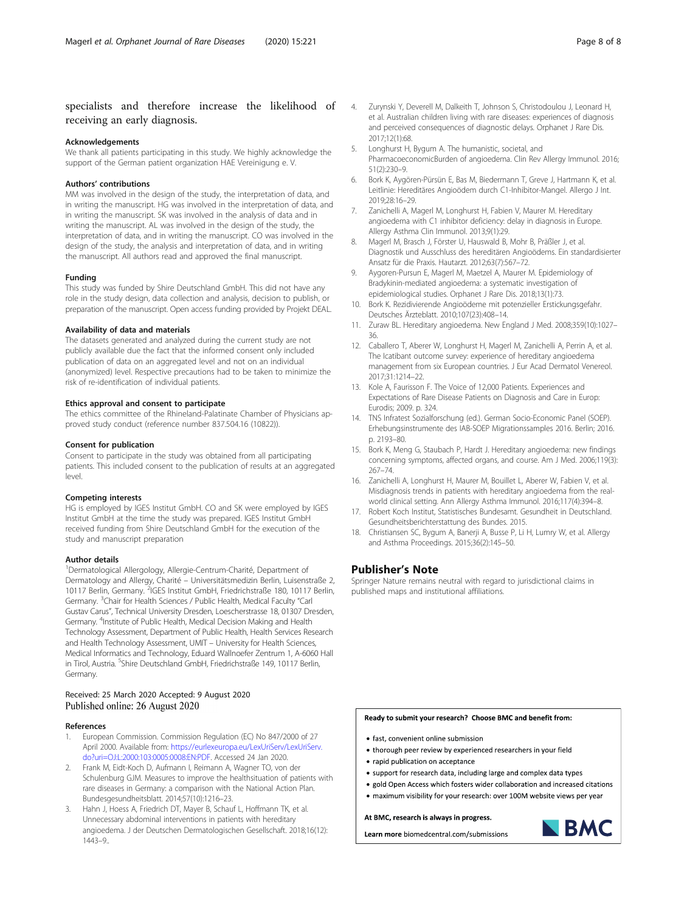specialists and therefore increase the likelihood of receiving an early diagnosis.

### Acknowledgements

We thank all patients participating in this study. We highly acknowledge the support of the German patient organization HAE Vereinigung e. V.

### Authors' contributions

MM was involved in the design of the study, the interpretation of data, and in writing the manuscript. HG was involved in the interpretation of data, and in writing the manuscript. SK was involved in the analysis of data and in writing the manuscript. AL was involved in the design of the study, the interpretation of data, and in writing the manuscript. CO was involved in the design of the study, the analysis and interpretation of data, and in writing the manuscript. All authors read and approved the final manuscript.

### Funding

This study was funded by Shire Deutschland GmbH. This did not have any role in the study design, data collection and analysis, decision to publish, or preparation of the manuscript. Open access funding provided by Projekt DEAL.

### Availability of data and materials

The datasets generated and analyzed during the current study are not publicly available due the fact that the informed consent only included publication of data on an aggregated level and not on an individual (anonymized) level. Respective precautions had to be taken to minimize the risk of re-identification of individual patients.

### Ethics approval and consent to participate

The ethics committee of the Rhineland-Palatinate Chamber of Physicians approved study conduct (reference number 837.504.16 (10822)).

### Consent for publication

Consent to participate in the study was obtained from all participating patients. This included consent to the publication of results at an aggregated level.

### Competing interests

HG is employed by IGES Institut GmbH. CO and SK were employed by IGES Institut GmbH at the time the study was prepared. IGES Institut GmbH received funding from Shire Deutschland GmbH for the execution of the study and manuscript preparation

### Author details

[1]Dermatological Allergology, Allergie-Centrum-Charité, Department of Dermatology and Allergy, Charité – Universitätsmedizin Berlin, Luisenstraße 2, 10117 Berlin, Germany. [2]IGES Institut GmbH, Friedrichstraße 180, 10117 Berlin, Germany. [3]Chair for Health Sciences / Public Health, Medical Faculty "Carl Gustav Carus", Technical University Dresden, Loescherstrasse 18, 01307 Dresden, Germany. [4]Institute of Public Health, Medical Decision Making and Health Technology Assessment, Department of Public Health, Health Services Research and Health Technology Assessment, UMIT – University for Health Sciences, Medical Informatics and Technology, Eduard Wallnoefer Zentrum 1, A-6060 Hall in Tirol, Austria. [5]Shire Deutschland GmbH, Friedrichstraße 149, 10117 Berlin, Germany.

Received: 25 March 2020 Accepted: 9 August 2020
Published online: 26 August 2020

### References

1. European Commission. Commission Regulation (EC) No 847/2000 of 27 April 2000. Available from: https://eurlexeuropa.eu/LexUriServ/LexUriServ.do?uri=OJ:L:2000:103:0005:0008:EN:PDF. Accessed 24 Jan 2020.
2. Frank M, Eidt-Koch D, Aufmann I, Reimann A, Wagner TO, von der Schulenburg GJM. Measures to improve the healthsituation of patients with rare diseases in Germany: a comparison with the National Action Plan. Bundesgesundheitsblatt. 2014;57(10):1216–23.
3. Hahn J, Hoess A, Friedrich DT, Mayer B, Schauf L, Hoffmann TK, et al. Unnecessary abdominal interventions in patients with hereditary angioedema. J der Deutschen Dermatologischen Gesellschaft. 2018;16(12):1443–9..
4. Zurynski Y, Deverell M, Dalkeith T, Johnson S, Christodoulou J, Leonard H, et al. Australian children living with rare diseases: experiences of diagnosis and perceived consequences of diagnostic delays. Orphanet J Rare Dis. 2017;12(1):68.
5. Longhurst H, Bygum A. The humanistic, societal, and PharmacoeconomicBurden of angioedema. Clin Rev Allergy Immunol. 2016;51(2):230–9.
6. Bork K, Aygören-Pürsün E, Bas M, Biedermann T, Greve J, Hartmann K, et al. Leitlinie: Hereditäres Angioödem durch C1-Inhibitor-Mangel. Allergo J Int. 2019;28:16–29.
7. Zanichelli A, Magerl M, Longhurst H, Fabien V, Maurer M. Hereditary angioedema with C1 inhibitor deficiency: delay in diagnosis in Europe. Allergy Asthma Clin Immunol. 2013;9(1):29.
8. Magerl M, Brasch J, Förster U, Hauswald B, Mohr B, Präßler J, et al. Diagnostik und Ausschluss des hereditären Angioödems. Ein standardisierter Ansatz für die Praxis. Hautarzt. 2012;63(7):567–72.
9. Aygoren-Pursun E, Magerl M, Maetzel A, Maurer M. Epidemiology of Bradykinin-mediated angioedema: a systematic investigation of epidemiological studies. Orphanet J Rare Dis. 2018;13(1):73.
10. Bork K. Rezidivierende Angioödeme mit potenzieller Erstickungsgefahr. Deutsches Ärzteblatt. 2010;107(23):408–14.
11. Zuraw BL. Hereditary angioedema. New England J Med. 2008;359(10):1027–36.
12. Caballero T, Aberer W, Longhurst H, Magerl M, Zanichelli A, Perrin A, et al. The Icatibant outcome survey: experience of hereditary angioedema management from six European countries. J Eur Acad Dermatol Venereol. 2017;31:1214–22.
13. Kole A, Faurisson F. The Voice of 12,000 Patients. Experiences and Expectations of Rare Disease Patients on Diagnosis and Care in Europ: Eurodis; 2009. p. 324.
14. TNS Infratest Sozialforschung (ed.). German Socio-Economic Panel (SOEP). Erhebungsinstrumente des IAB-SOEP Migrationssamples 2016. Berlin; 2016. p. 2193–80.
15. Bork K, Meng G, Staubach P, Hardt J. Hereditary angioedema: new findings concerning symptoms, affected organs, and course. Am J Med. 2006;119(3):267–74.
16. Zanichelli A, Longhurst H, Maurer M, Bouillet L, Aberer W, Fabien V, et al. Misdiagnosis trends in patients with hereditary angioedema from the real-world clinical setting. Ann Allergy Asthma Immunol. 2016;117(4):394–8.
17. Robert Koch Institut, Statistisches Bundesamt. Gesundheit in Deutschland. Gesundheitsberichterstattung des Bundes. 2015.
18. Christiansen SC, Bygum A, Banerji A, Busse P, Li H, Lumry W, et al. Allergy and Asthma Proceedings. 2015;36(2):145–50.

## Publisher's Note

Springer Nature remains neutral with regard to jurisdictional claims in published maps and institutional affiliations.

**Ready to submit your research? Choose BMC and benefit from:**

- fast, convenient online submission
- thorough peer review by experienced researchers in your field
- rapid publication on acceptance
- support for research data, including large and complex data types
- gold Open Access which fosters wider collaboration and increased citations
- maximum visibility for your research: over 100M website views per year

**At BMC, research is always in progress.**

**Learn more** biomedcentral.com/submissions

BMC